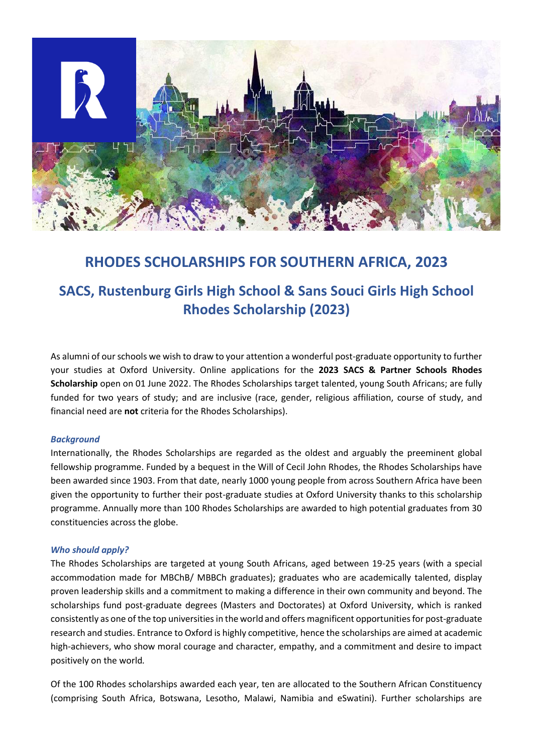# RHODES SCHOLARSHIPS FOR SOUTHERN AFRICA, 2023

## SACS, Rustenburg Girls High School & Sans Souci Girls High School Rhodes Scholarship (2023)

As alumni of our schools we wish to draw to your attention a wonderful post-graduate opportunity to further your studies at Oxford University. Online applications for the **2023 SACS & Partner Schools Rhodes Scholarship** open on 01 June 2022. The Rhodes Scholarships target talented, young South Africans; are fully funded for two years of study; and are inclusive (race, gender, religious affiliation, course of study, and financial need are **not** criteria for the Rhodes Scholarships).

***Background***

Internationally, the Rhodes Scholarships are regarded as the oldest and arguably the preeminent global fellowship programme. Funded by a bequest in the Will of Cecil John Rhodes, the Rhodes Scholarships have been awarded since 1903. From that date, nearly 1000 young people from across Southern Africa have been given the opportunity to further their post-graduate studies at Oxford University thanks to this scholarship programme. Annually more than 100 Rhodes Scholarships are awarded to high potential graduates from 30 constituencies across the globe.

***Who should apply?***

The Rhodes Scholarships are targeted at young South Africans, aged between 19-25 years (with a special accommodation made for MBChB/ MBBCh graduates); graduates who are academically talented, display proven leadership skills and a commitment to making a difference in their own community and beyond. The scholarships fund post-graduate degrees (Masters and Doctorates) at Oxford University, which is ranked consistently as one of the top universities in the world and offers magnificent opportunities for post-graduate research and studies. Entrance to Oxford is highly competitive, hence the scholarships are aimed at academic high-achievers, who show moral courage and character, empathy, and a commitment and desire to impact positively on the world.

Of the 100 Rhodes scholarships awarded each year, ten are allocated to the Southern African Constituency (comprising South Africa, Botswana, Lesotho, Malawi, Namibia and eSwatini). Further scholarships are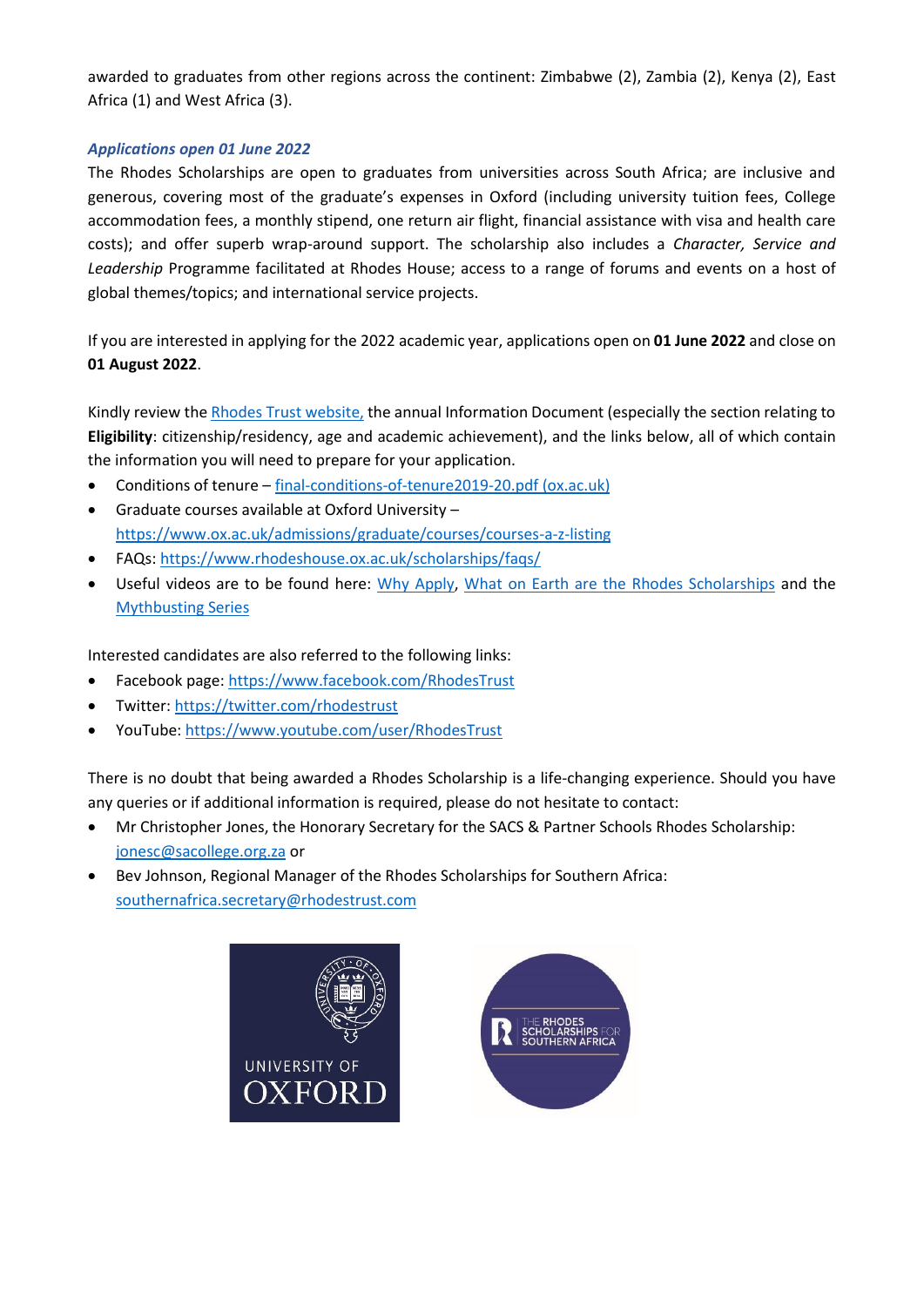awarded to graduates from other regions across the continent: Zimbabwe (2), Zambia (2), Kenya (2), East Africa (1) and West Africa (3).

***Applications open 01 June 2022***

The Rhodes Scholarships are open to graduates from universities across South Africa; are inclusive and generous, covering most of the graduate's expenses in Oxford (including university tuition fees, College accommodation fees, a monthly stipend, one return air flight, financial assistance with visa and health care costs); and offer superb wrap-around support. The scholarship also includes a *Character, Service and Leadership* Programme facilitated at Rhodes House; access to a range of forums and events on a host of global themes/topics; and international service projects.

If you are interested in applying for the 2022 academic year, applications open on **01 June 2022** and close on **01 August 2022**.

Kindly review the Rhodes Trust website, the annual Information Document (especially the section relating to **Eligibility**: citizenship/residency, age and academic achievement), and the links below, all of which contain the information you will need to prepare for your application.

- Conditions of tenure – final-conditions-of-tenure2019-20.pdf (ox.ac.uk)
- Graduate courses available at Oxford University – https://www.ox.ac.uk/admissions/graduate/courses/courses-a-z-listing
- FAQs: https://www.rhodeshouse.ox.ac.uk/scholarships/faqs/
- Useful videos are to be found here: Why Apply, What on Earth are the Rhodes Scholarships and the Mythbusting Series

Interested candidates are also referred to the following links:

- Facebook page: https://www.facebook.com/RhodesTrust
- Twitter: https://twitter.com/rhodestrust
- YouTube: https://www.youtube.com/user/RhodesTrust

There is no doubt that being awarded a Rhodes Scholarship is a life-changing experience. Should you have any queries or if additional information is required, please do not hesitate to contact:

- Mr Christopher Jones, the Honorary Secretary for the SACS & Partner Schools Rhodes Scholarship: jonesc@sacollege.org.za or
- Bev Johnson, Regional Manager of the Rhodes Scholarships for Southern Africa: southernafrica.secretary@rhodestrust.com

UNIVERSITY OF OXFORD

THE RHODES SCHOLARSHIPS FOR SOUTHERN AFRICA